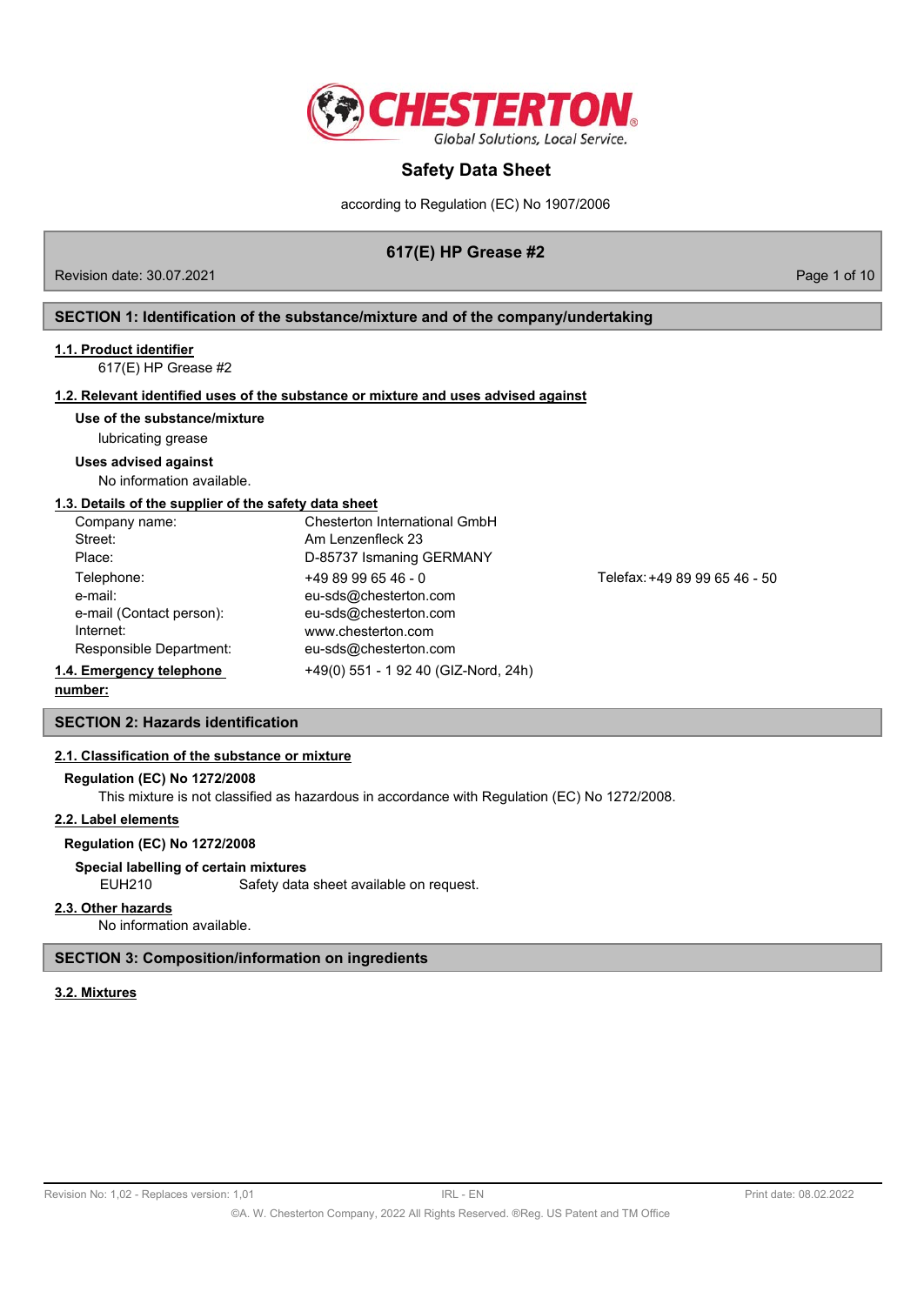# Safety Data Sheet

according to Regulation (EC) No 1907/2006

**617(E) HP Grease #2**

Revision date: 30.07.2021

## SECTION 1: Identification of the substance/mixture and of the company/undertaking

### 1.1. Product identifier

617(E) HP Grease #2

### 1.2. Relevant identified uses of the substance or mixture and uses advised against

**Use of the substance/mixture**

lubricating grease

**Uses advised against**

No information available.

### 1.3. Details of the supplier of the safety data sheet

| | | |
|---|---|---|
| Company name: | Chesterton International GmbH | |
| Street: | Am Lenzenfleck 23 | |
| Place: | D-85737 Ismaning GERMANY | |
| Telephone: | +49 89 99 65 46 - 0 | Telefax: +49 89 99 65 46 - 50 |
| e-mail: | eu-sds@chesterton.com | |
| e-mail (Contact person): | eu-sds@chesterton.com | |
| Internet: | www.chesterton.com | |
| Responsible Department: | eu-sds@chesterton.com | |

### 1.4. Emergency telephone number:

+49(0) 551 - 1 92 40 (GIZ-Nord, 24h)

## SECTION 2: Hazards identification

### 2.1. Classification of the substance or mixture

**Regulation (EC) No 1272/2008**

This mixture is not classified as hazardous in accordance with Regulation (EC) No 1272/2008.

### 2.2. Label elements

**Regulation (EC) No 1272/2008**

**Special labelling of certain mixtures**

EUH210 Safety data sheet available on request.

### 2.3. Other hazards

No information available.

## SECTION 3: Composition/information on ingredients

### 3.2. Mixtures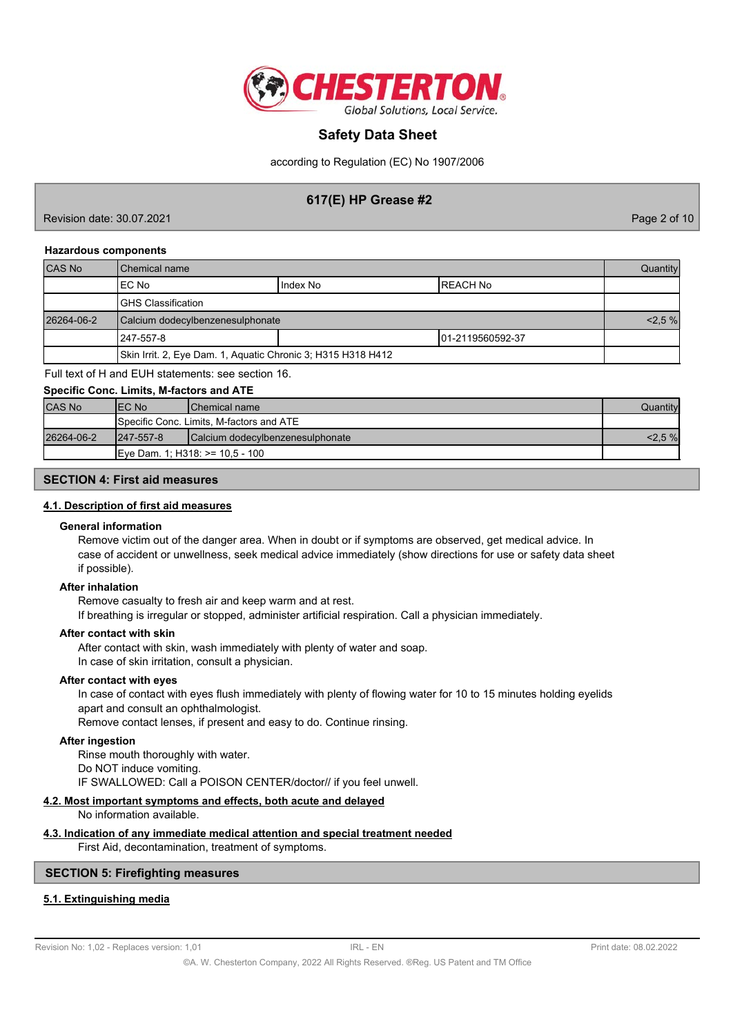**Hazardous components**

| CAS No | Chemical name | | | Quantity |
|---|---|---|---|---|
| | EC No | Index No | REACH No | |
| | GHS Classification | | | |
| 26264-06-2 | Calcium dodecylbenzenesulphonate | | | <2,5 % |
| | 247-557-8 | | 01-2119560592-37 | |
| | Skin Irrit. 2, Eye Dam. 1, Aquatic Chronic 3; H315 H318 H412 | | | |

Full text of H and EUH statements: see section 16.

**Specific Conc. Limits, M-factors and ATE**

| CAS No | EC No | Chemical name | Quantity |
|---|---|---|---|
| | Specific Conc. Limits, M-factors and ATE | | |
| 26264-06-2 | 247-557-8 | Calcium dodecylbenzenesulphonate | <2,5 % |
| | Eye Dam. 1; H318: >= 10,5 - 100 | | |

## SECTION 4: First aid measures

### 4.1. Description of first aid measures

**General information**

Remove victim out of the danger area. When in doubt or if symptoms are observed, get medical advice. In case of accident or unwellness, seek medical advice immediately (show directions for use or safety data sheet if possible).

**After inhalation**

Remove casualty to fresh air and keep warm and at rest.
If breathing is irregular or stopped, administer artificial respiration. Call a physician immediately.

**After contact with skin**

After contact with skin, wash immediately with plenty of water and soap.
In case of skin irritation, consult a physician.

**After contact with eyes**

In case of contact with eyes flush immediately with plenty of flowing water for 10 to 15 minutes holding eyelids apart and consult an ophthalmologist.
Remove contact lenses, if present and easy to do. Continue rinsing.

**After ingestion**

Rinse mouth thoroughly with water.
Do NOT induce vomiting.
IF SWALLOWED: Call a POISON CENTER/doctor// if you feel unwell.

### 4.2. Most important symptoms and effects, both acute and delayed

No information available.

### 4.3. Indication of any immediate medical attention and special treatment needed

First Aid, decontamination, treatment of symptoms.

## SECTION 5: Firefighting measures

### 5.1. Extinguishing media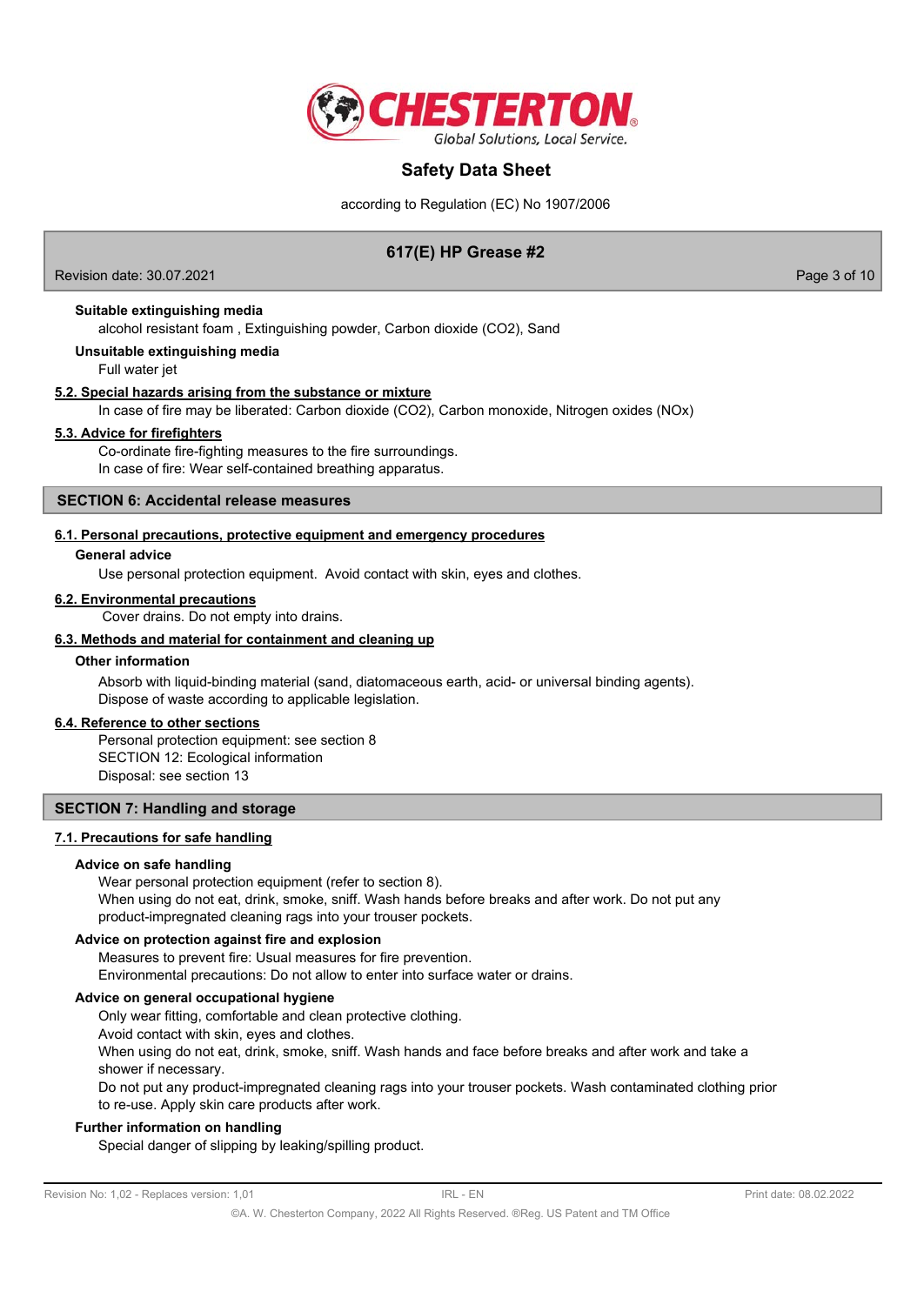**Suitable extinguishing media**

alcohol resistant foam , Extinguishing powder, Carbon dioxide ($CO_2$), Sand

**Unsuitable extinguishing media**

Full water jet

### 5.2. Special hazards arising from the substance or mixture

In case of fire may be liberated: Carbon dioxide ($CO_2$), Carbon monoxide, Nitrogen oxides ($NO_x$)

### 5.3. Advice for firefighters

Co-ordinate fire-fighting measures to the fire surroundings.
In case of fire: Wear self-contained breathing apparatus.

## SECTION 6: Accidental release measures

### 6.1. Personal precautions, protective equipment and emergency procedures

**General advice**

Use personal protection equipment. Avoid contact with skin, eyes and clothes.

### 6.2. Environmental precautions

Cover drains. Do not empty into drains.

### 6.3. Methods and material for containment and cleaning up

**Other information**

Absorb with liquid-binding material (sand, diatomaceous earth, acid- or universal binding agents).
Dispose of waste according to applicable legislation.

### 6.4. Reference to other sections

Personal protection equipment: see section 8
SECTION 12: Ecological information
Disposal: see section 13

## SECTION 7: Handling and storage

### 7.1. Precautions for safe handling

**Advice on safe handling**

Wear personal protection equipment (refer to section 8).
When using do not eat, drink, smoke, sniff. Wash hands before breaks and after work. Do not put any product-impregnated cleaning rags into your trouser pockets.

**Advice on protection against fire and explosion**

Measures to prevent fire: Usual measures for fire prevention.
Environmental precautions: Do not allow to enter into surface water or drains.

**Advice on general occupational hygiene**

Only wear fitting, comfortable and clean protective clothing.
Avoid contact with skin, eyes and clothes.
When using do not eat, drink, smoke, sniff. Wash hands and face before breaks and after work and take a shower if necessary.
Do not put any product-impregnated cleaning rags into your trouser pockets. Wash contaminated clothing prior to re-use. Apply skin care products after work.

**Further information on handling**

Special danger of slipping by leaking/spilling product.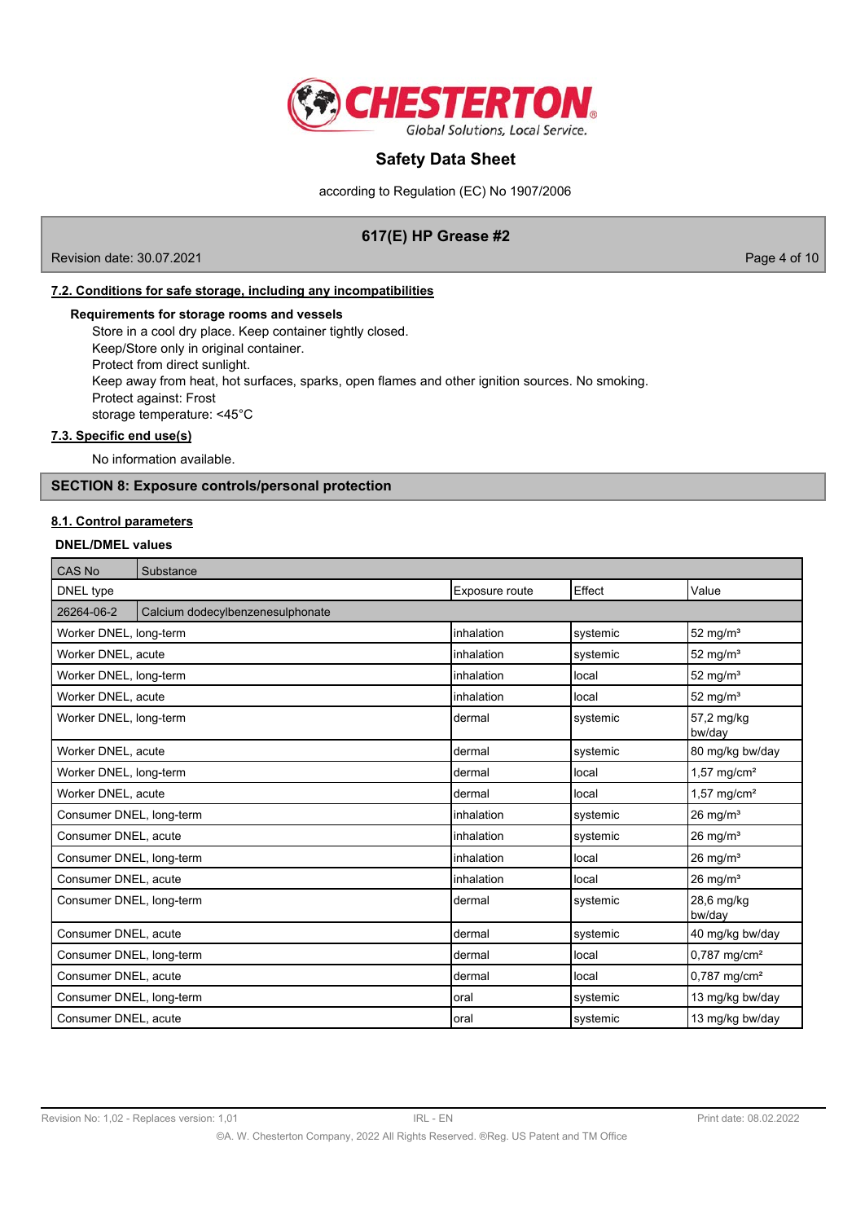#### 7.2. Conditions for safe storage, including any incompatibilities

**Requirements for storage rooms and vessels**

Store in a cool dry place. Keep container tightly closed.
Keep/Store only in original container.
Protect from direct sunlight.
Keep away from heat, hot surfaces, sparks, open flames and other ignition sources. No smoking.
Protect against: Frost
storage temperature: <45°C

#### 7.3. Specific end use(s)

No information available.

## SECTION 8: Exposure controls/personal protection

#### 8.1. Control parameters

**DNEL/DMEL values**

| CAS No | Substance | | | |
|---|---|---|---|---|
| DNEL type | | Exposure route | Effect | Value |
| 26264-06-2 | Calcium dodecylbenzenesulphonate | | | |
| Worker DNEL, long-term | | inhalation | systemic | 52 mg/m³ |
| Worker DNEL, acute | | inhalation | systemic | 52 mg/m³ |
| Worker DNEL, long-term | | inhalation | local | 52 mg/m³ |
| Worker DNEL, acute | | inhalation | local | 52 mg/m³ |
| Worker DNEL, long-term | | dermal | systemic | 57,2 mg/kg bw/day |
| Worker DNEL, acute | | dermal | systemic | 80 mg/kg bw/day |
| Worker DNEL, long-term | | dermal | local | 1,57 mg/cm² |
| Worker DNEL, acute | | dermal | local | 1,57 mg/cm² |
| Consumer DNEL, long-term | | inhalation | systemic | 26 mg/m³ |
| Consumer DNEL, acute | | inhalation | systemic | 26 mg/m³ |
| Consumer DNEL, long-term | | inhalation | local | 26 mg/m³ |
| Consumer DNEL, acute | | inhalation | local | 26 mg/m³ |
| Consumer DNEL, long-term | | dermal | systemic | 28,6 mg/kg bw/day |
| Consumer DNEL, acute | | dermal | systemic | 40 mg/kg bw/day |
| Consumer DNEL, long-term | | dermal | local | 0,787 mg/cm² |
| Consumer DNEL, acute | | dermal | local | 0,787 mg/cm² |
| Consumer DNEL, long-term | | oral | systemic | 13 mg/kg bw/day |
| Consumer DNEL, acute | | oral | systemic | 13 mg/kg bw/day |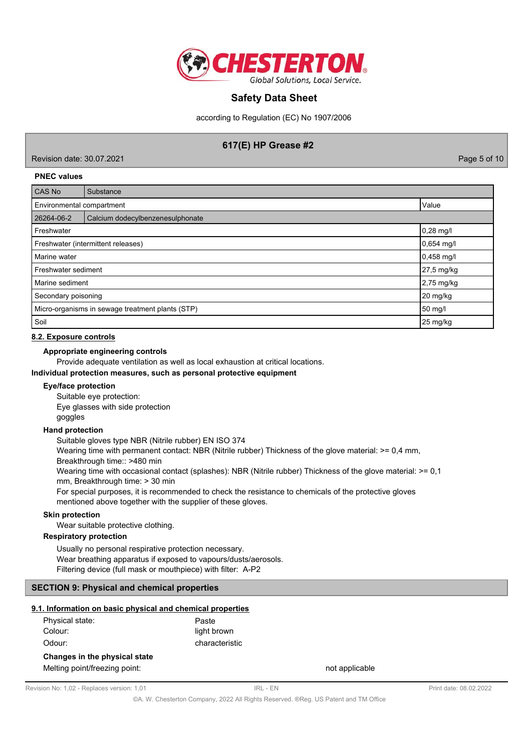**PNEC values**

| CAS No | Substance | |
|---|---|---|
| Environmental compartment | | Value |
| 26264-06-2 | Calcium dodecylbenzenesulphonate | |
| Freshwater | | 0,28 mg/l |
| Freshwater (intermittent releases) | | 0,654 mg/l |
| Marine water | | 0,458 mg/l |
| Freshwater sediment | | 27,5 mg/kg |
| Marine sediment | | 2,75 mg/kg |
| Secondary poisoning | | 20 mg/kg |
| Micro-organisms in sewage treatment plants (STP) | | 50 mg/l |
| Soil | | 25 mg/kg |

## 8.2. Exposure controls

**Appropriate engineering controls**

Provide adequate ventilation as well as local exhaustion at critical locations.

**Individual protection measures, such as personal protective equipment**

**Eye/face protection**

Suitable eye protection:
Eye glasses with side protection
goggles

**Hand protection**

Suitable gloves type NBR (Nitrile rubber) EN ISO 374
Wearing time with permanent contact: NBR (Nitrile rubber) Thickness of the glove material: >= 0,4 mm, Breakthrough time:: >480 min
Wearing time with occasional contact (splashes): NBR (Nitrile rubber) Thickness of the glove material: >= 0,1 mm, Breakthrough time: > 30 min
For special purposes, it is recommended to check the resistance to chemicals of the protective gloves mentioned above together with the supplier of these gloves.

**Skin protection**

Wear suitable protective clothing.

**Respiratory protection**

Usually no personal respiratory protection necessary.
Wear breathing apparatus if exposed to vapours/dusts/aerosols.
Filtering device (full mask or mouthpiece) with filter: A-P2

# SECTION 9: Physical and chemical properties

## 9.1. Information on basic physical and chemical properties

Physical state: Paste
Colour: light brown
Odour: characteristic

**Changes in the physical state**

Melting point/freezing point: not applicable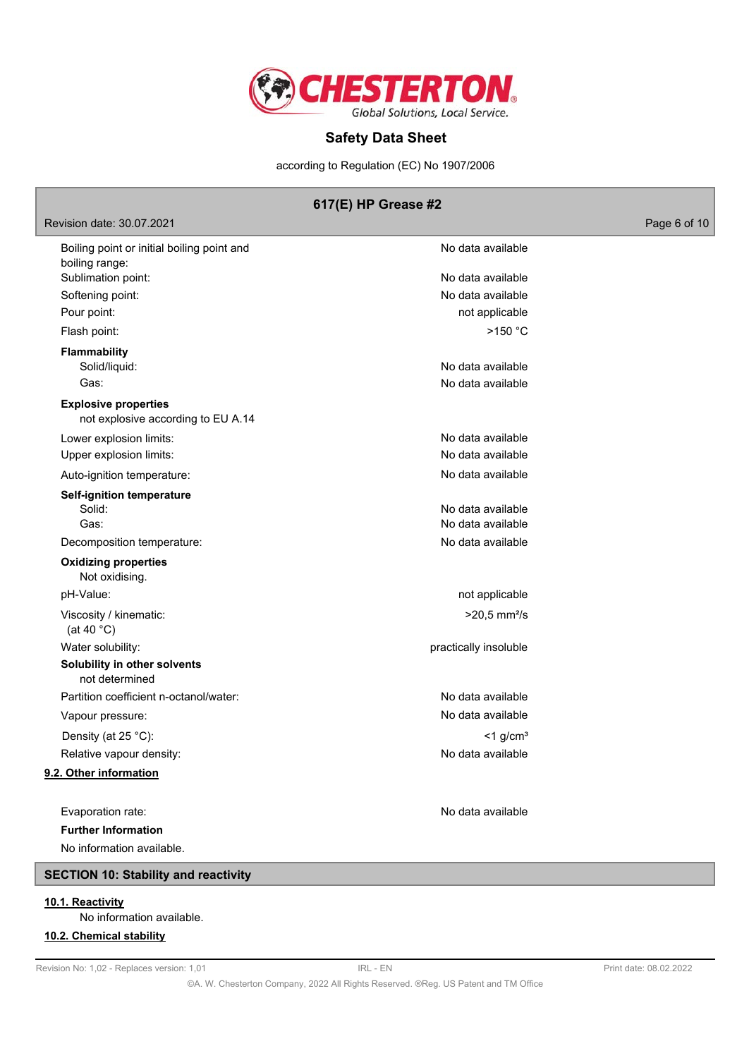| | |
|---|---|
| Boiling point or initial boiling point and boiling range: | No data available |
| Sublimation point: | No data available |
| Softening point: | No data available |
| Pour point: | not applicable |
| Flash point: | >150 °C |

**Flammability**

| | |
|---|---|
| Solid/liquid: | No data available |
| Gas: | No data available |

**Explosive properties**

not explosive according to EU A.14

| | |
|---|---|
| Lower explosion limits: | No data available |
| Upper explosion limits: | No data available |
| Auto-ignition temperature: | No data available |

**Self-ignition temperature**

| | |
|---|---|
| Solid: | No data available |
| Gas: | No data available |
| Decomposition temperature: | No data available |

**Oxidizing properties**

Not oxidising.

| | |
|---|---|
| pH-Value: | not applicable |
| Viscosity / kinematic: (at 40 °C) | >20,5 mm²/s |
| Water solubility: | practically insoluble |

**Solubility in other solvents**

not determined

| | |
|---|---|
| Partition coefficient n-octanol/water: | No data available |
| Vapour pressure: | No data available |
| Density (at 25 °C): | <1 g/cm³ |
| Relative vapour density: | No data available |

### 9.2. Other information

| | |
|---|---|
| Evaporation rate: | No data available |

**Further Information**

No information available.

## SECTION 10: Stability and reactivity

### 10.1. Reactivity

No information available.

### 10.2. Chemical stability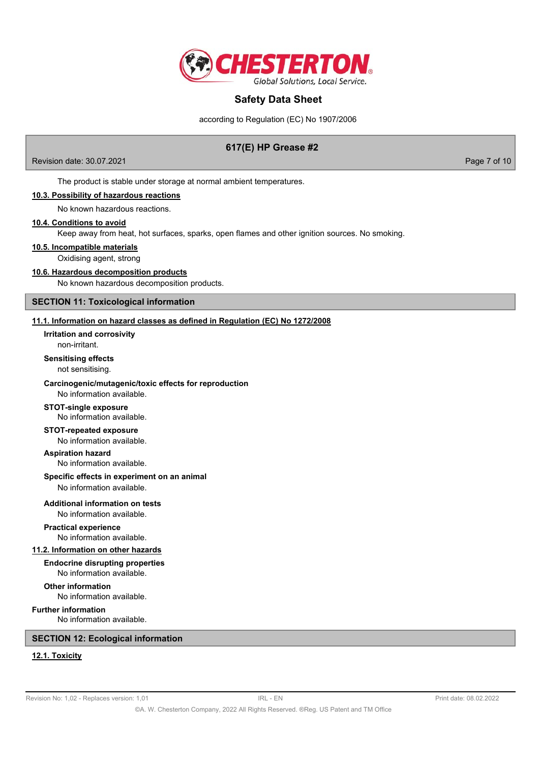The product is stable under storage at normal ambient temperatures.

### 10.3. Possibility of hazardous reactions

No known hazardous reactions.

### 10.4. Conditions to avoid

Keep away from heat, hot surfaces, sparks, open flames and other ignition sources. No smoking.

### 10.5. Incompatible materials

Oxidising agent, strong

### 10.6. Hazardous decomposition products

No known hazardous decomposition products.

## SECTION 11: Toxicological information

### 11.1. Information on hazard classes as defined in Regulation (EC) No 1272/2008

**Irritation and corrosivity**

non-irritant.

**Sensitising effects**

not sensitising.

**Carcinogenic/mutagenic/toxic effects for reproduction**

No information available.

**STOT-single exposure**

No information available.

**STOT-repeated exposure**

No information available.

**Aspiration hazard**

No information available.

**Specific effects in experiment on an animal**

No information available.

**Additional information on tests**

No information available.

**Practical experience**

No information available.

### 11.2. Information on other hazards

**Endocrine disrupting properties**

No information available.

**Other information**

No information available.

**Further information**

No information available.

## SECTION 12: Ecological information

### 12.1. Toxicity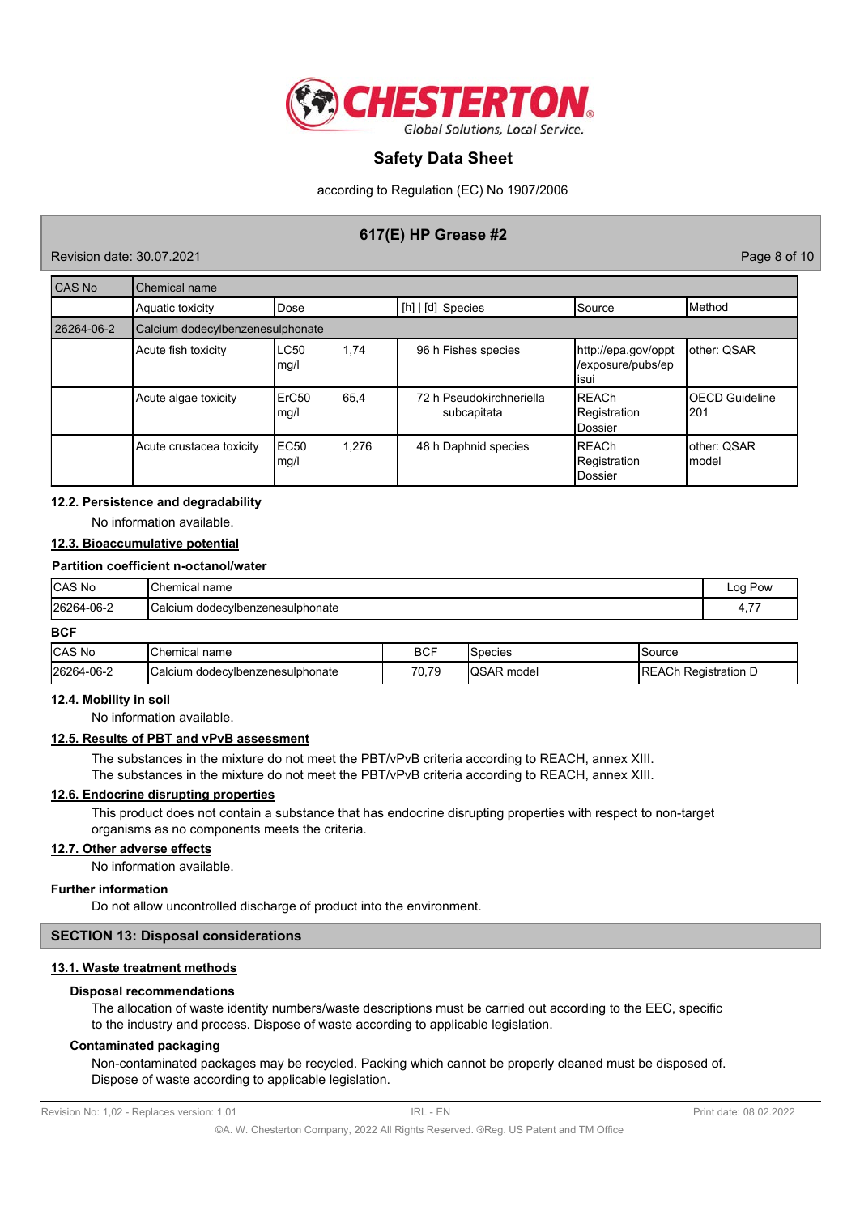| CAS No | Chemical name | | | | | |
|---|---|---|---|---|---|---|
| | Aquatic toxicity | Dose | [h] \| [d] | Species | Source | Method |
| 26264-06-2 | Calcium dodecylbenzenesulphonate | | | | | |
| | Acute fish toxicity | LC50 1,74 mg/l | 96 h | Fishes species | http://epa.gov/oppt/exposure/pubs/episui | other: QSAR |
| | Acute algae toxicity | ErC50 65,4 mg/l | 72 h | Pseudokirchneriella subcapitata | REACh Registration Dossier | OECD Guideline 201 |
| | Acute crustacea toxicity | EC50 1,276 mg/l | 48 h | Daphnid species | REACh Registration Dossier | other: QSAR model |

## 12.2. Persistence and degradability

No information available.

## 12.3. Bioaccumulative potential

**Partition coefficient n-octanol/water**

| CAS No | Chemical name | Log Pow |
|---|---|---|
| 26264-06-2 | Calcium dodecylbenzenesulphonate | 4,77 |

**BCF**

| CAS No | Chemical name | BCF | Species | Source |
|---|---|---|---|---|
| 26264-06-2 | Calcium dodecylbenzenesulphonate | 70,79 | QSAR model | REACH Registration D |

## 12.4. Mobility in soil

No information available.

## 12.5. Results of PBT and vPvB assessment

The substances in the mixture do not meet the PBT/vPvB criteria according to REACH, annex XIII.
The substances in the mixture do not meet the PBT/vPvB criteria according to REACH, annex XIII.

## 12.6. Endocrine disrupting properties

This product does not contain a substance that has endocrine disrupting properties with respect to non-target organisms as no components meets the criteria.

## 12.7. Other adverse effects

No information available.

**Further information**

Do not allow uncontrolled discharge of product into the environment.

# SECTION 13: Disposal considerations

## 13.1. Waste treatment methods

**Disposal recommendations**

The allocation of waste identity numbers/waste descriptions must be carried out according to the EEC, specific to the industry and process. Dispose of waste according to applicable legislation.

**Contaminated packaging**

Non-contaminated packages may be recycled. Packing which cannot be properly cleaned must be disposed of. Dispose of waste according to applicable legislation.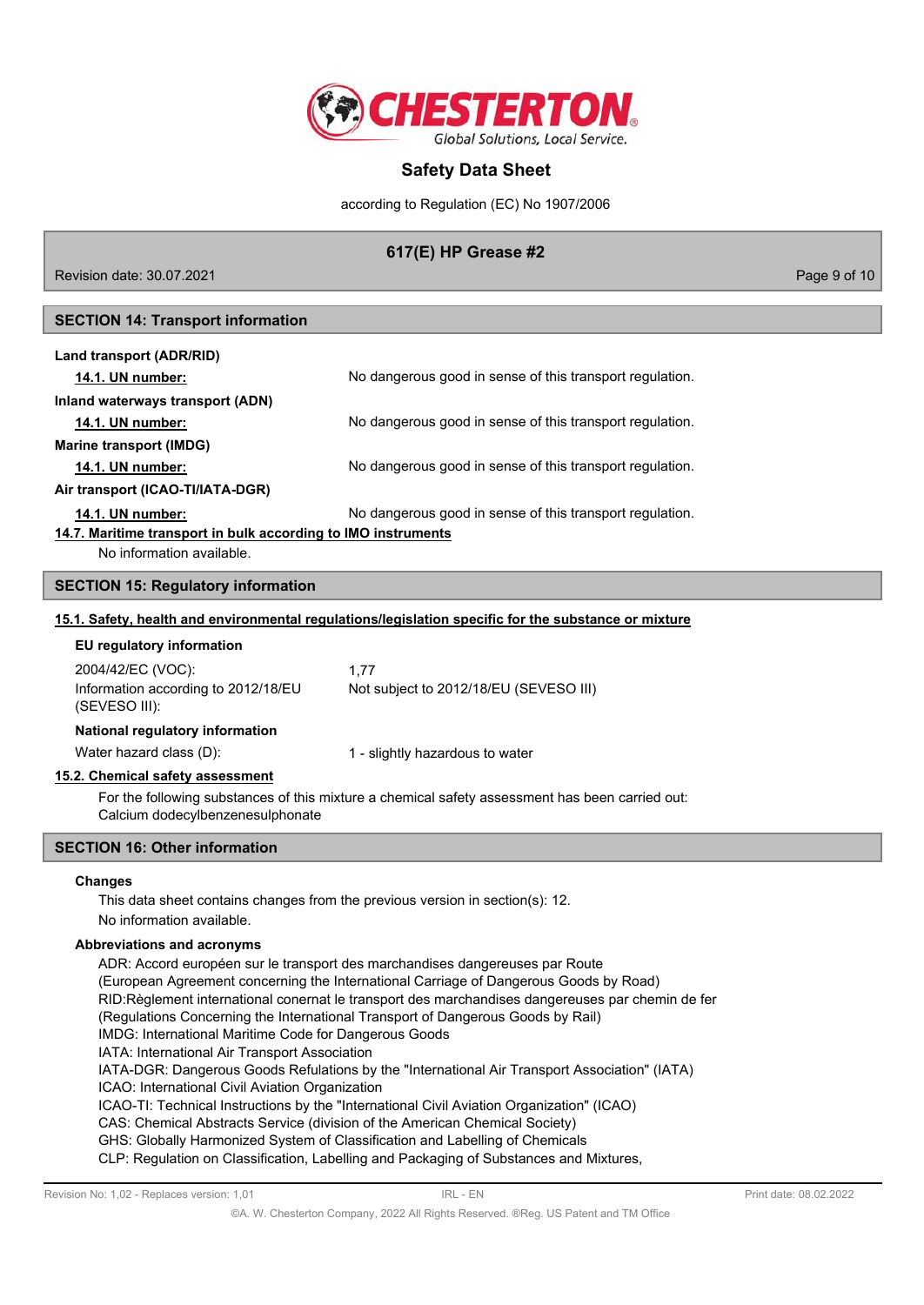## SECTION 14: Transport information

**Land transport (ADR/RID)**

| | |
|---|---|
| **14.1. UN number:** | No dangerous good in sense of this transport regulation. |

**Inland waterways transport (ADN)**

| | |
|---|---|
| **14.1. UN number:** | No dangerous good in sense of this transport regulation. |

**Marine transport (IMDG)**

| | |
|---|---|
| **14.1. UN number:** | No dangerous good in sense of this transport regulation. |

**Air transport (ICAO-TI/IATA-DGR)**

| | |
|---|---|
| **14.1. UN number:** | No dangerous good in sense of this transport regulation. |

**14.7. Maritime transport in bulk according to IMO instruments**

No information available.

## SECTION 15: Regulatory information

**15.1. Safety, health and environmental regulations/legislation specific for the substance or mixture**

**EU regulatory information**

| | |
|---|---|
| 2004/42/EC (VOC): | 1,77 |
| Information according to 2012/18/EU (SEVESO III): | Not subject to 2012/18/EU (SEVESO III) |

**National regulatory information**

| | |
|---|---|
| Water hazard class (D): | 1 - slightly hazardous to water |

**15.2. Chemical safety assessment**

For the following substances of this mixture a chemical safety assessment has been carried out:
Calcium dodecylbenzenesulphonate

## SECTION 16: Other information

**Changes**

This data sheet contains changes from the previous version in section(s): 12.
No information available.

**Abbreviations and acronyms**

ADR: Accord européen sur le transport des marchandises dangereuses par Route
(European Agreement concerning the International Carriage of Dangerous Goods by Road)
RID:Règlement international conernat le transport des marchandises dangereuses par chemin de fer
(Regulations Concerning the International Transport of Dangerous Goods by Rail)
IMDG: International Maritime Code for Dangerous Goods
IATA: International Air Transport Association
IATA-DGR: Dangerous Goods Refulations by the "International Air Transport Association" (IATA)
ICAO: International Civil Aviation Organization
ICAO-TI: Technical Instructions by the "International Civil Aviation Organization" (ICAO)
CAS: Chemical Abstracts Service (division of the American Chemical Society)
GHS: Globally Harmonized System of Classification and Labelling of Chemicals
CLP: Regulation on Classification, Labelling and Packaging of Substances and Mixtures,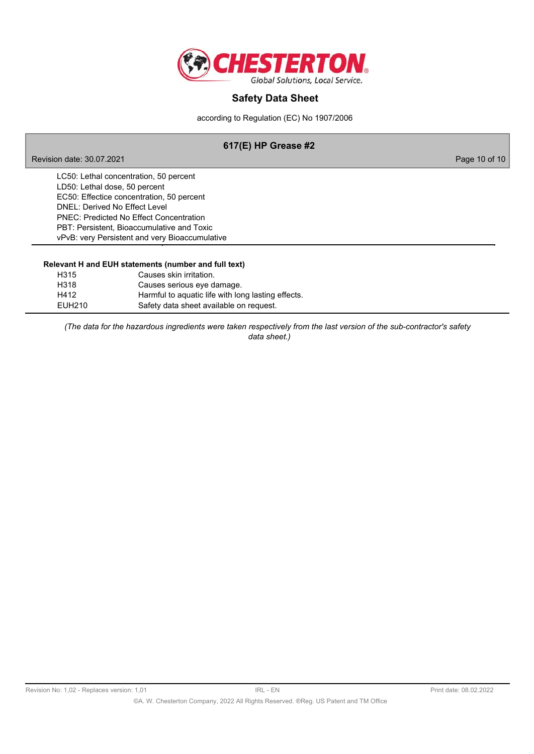LC50: Lethal concentration, 50 percent
LD50: Lethal dose, 50 percent
EC50: Effectice concentration, 50 percent
DNEL: Derived No Effect Level
PNEC: Predicted No Effect Concentration
PBT: Persistent, Bioaccumulative and Toxic
vPvB: very Persistent and very Bioaccumulative

**Relevant H and EUH statements (number and full text)**

| | |
|---|---|
| H315 | Causes skin irritation. |
| H318 | Causes serious eye damage. |
| H412 | Harmful to aquatic life with long lasting effects. |
| EUH210 | Safety data sheet available on request. |

*(The data for the hazardous ingredients were taken respectively from the last version of the sub-contractor's safety data sheet.)*